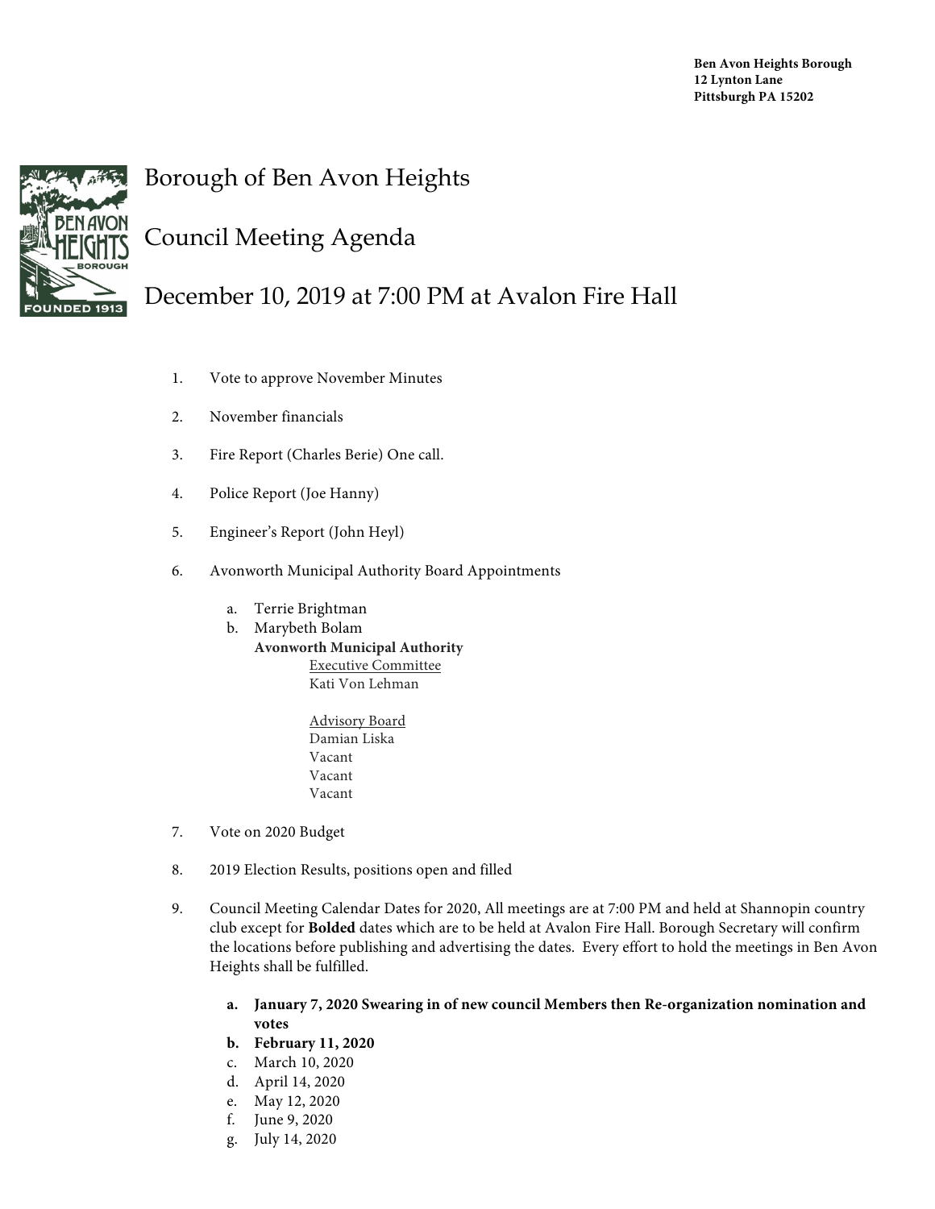**Ben Avon Heights Borough**
**12 Lynton Lane**
**Pittsburgh PA 15202**

# Borough of Ben Avon Heights

# Council Meeting Agenda

# December 10, 2019 at 7:00 PM at Avalon Fire Hall

1. Vote to approve November Minutes
2. November financials
3. Fire Report (Charles Berie) One call.
4. Police Report (Joe Hanny)
5. Engineer's Report (John Heyl)
6. Avonworth Municipal Authority Board Appointments
   a. Terrie Brightman
   b. Marybeth Bolam

   **Avonworth Municipal Authority**

   Executive Committee
   Kati Von Lehman

   Advisory Board
   Damian Liska
   Vacant
   Vacant
   Vacant
7. Vote on 2020 Budget
8. 2019 Election Results, positions open and filled
9. Council Meeting Calendar Dates for 2020, All meetings are at 7:00 PM and held at Shannopin country club except for **Bolded** dates which are to be held at Avalon Fire Hall. Borough Secretary will confirm the locations before publishing and advertising the dates. Every effort to hold the meetings in Ben Avon Heights shall be fulfilled.
   a. **January 7, 2020 Swearing in of new council Members then Re-organization nomination and votes**
   b. **February 11, 2020**
   c. March 10, 2020
   d. April 14, 2020
   e. May 12, 2020
   f. June 9, 2020
   g. July 14, 2020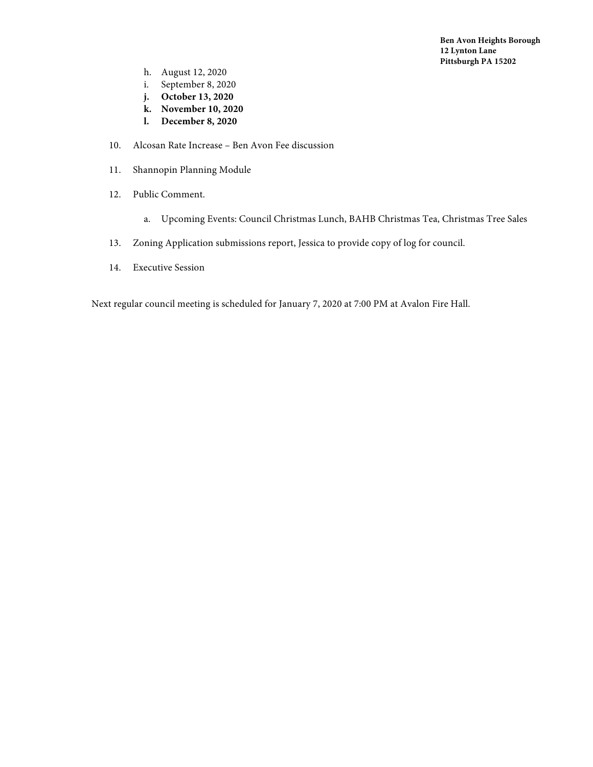**Ben Avon Heights Borough**
**12 Lynton Lane**
**Pittsburgh PA 15202**

h. August 12, 2020
i. September 8, 2020
**j. October 13, 2020**
**k. November 10, 2020**
**l. December 8, 2020**

10. Alcosan Rate Increase – Ben Avon Fee discussion

11. Shannopin Planning Module

12. Public Comment.

    a. Upcoming Events: Council Christmas Lunch, BAHB Christmas Tea, Christmas Tree Sales

13. Zoning Application submissions report, Jessica to provide copy of log for council.

14. Executive Session

Next regular council meeting is scheduled for January 7, 2020 at 7:00 PM at Avalon Fire Hall.